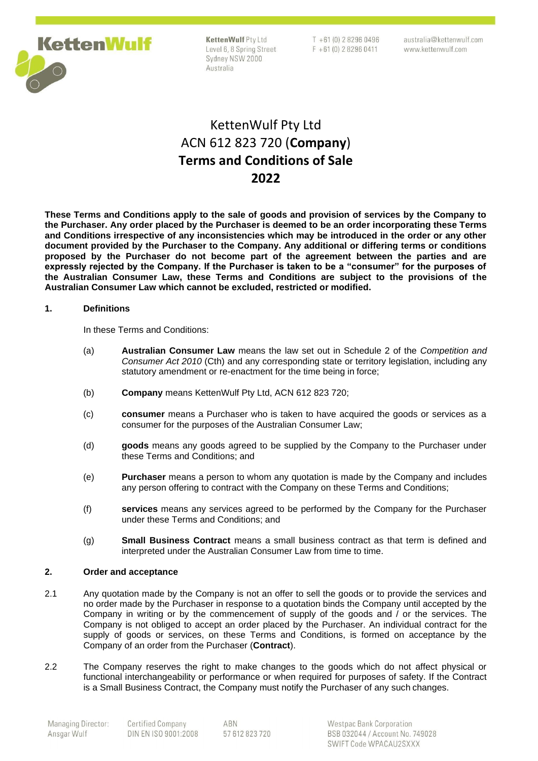# KettenWulf Pty Ltd
# ACN 612 823 720 (**Company**)
# Terms and Conditions of Sale
# 2022

**These Terms and Conditions apply to the sale of goods and provision of services by the Company to the Purchaser. Any order placed by the Purchaser is deemed to be an order incorporating these Terms and Conditions irrespective of any inconsistencies which may be introduced in the order or any other document provided by the Purchaser to the Company. Any additional or differing terms or conditions proposed by the Purchaser do not become part of the agreement between the parties and are expressly rejected by the Company. If the Purchaser is taken to be a "consumer" for the purposes of the Australian Consumer Law, these Terms and Conditions are subject to the provisions of the Australian Consumer Law which cannot be excluded, restricted or modified.**

## 1. Definitions

In these Terms and Conditions:

(a) **Australian Consumer Law** means the law set out in Schedule 2 of the *Competition and Consumer Act 2010* (Cth) and any corresponding state or territory legislation, including any statutory amendment or re-enactment for the time being in force;

(b) **Company** means KettenWulf Pty Ltd, ACN 612 823 720;

(c) **consumer** means a Purchaser who is taken to have acquired the goods or services as a consumer for the purposes of the Australian Consumer Law;

(d) **goods** means any goods agreed to be supplied by the Company to the Purchaser under these Terms and Conditions; and

(e) **Purchaser** means a person to whom any quotation is made by the Company and includes any person offering to contract with the Company on these Terms and Conditions;

(f) **services** means any services agreed to be performed by the Company for the Purchaser under these Terms and Conditions; and

(g) **Small Business Contract** means a small business contract as that term is defined and interpreted under the Australian Consumer Law from time to time.

## 2. Order and acceptance

2.1 Any quotation made by the Company is not an offer to sell the goods or to provide the services and no order made by the Purchaser in response to a quotation binds the Company until accepted by the Company in writing or by the commencement of supply of the goods and / or the services. The Company is not obliged to accept an order placed by the Purchaser. An individual contract for the supply of goods or services, on these Terms and Conditions, is formed on acceptance by the Company of an order from the Purchaser (**Contract**).

2.2 The Company reserves the right to make changes to the goods which do not affect physical or functional interchangeability or performance or when required for purposes of safety. If the Contract is a Small Business Contract, the Company must notify the Purchaser of any such changes.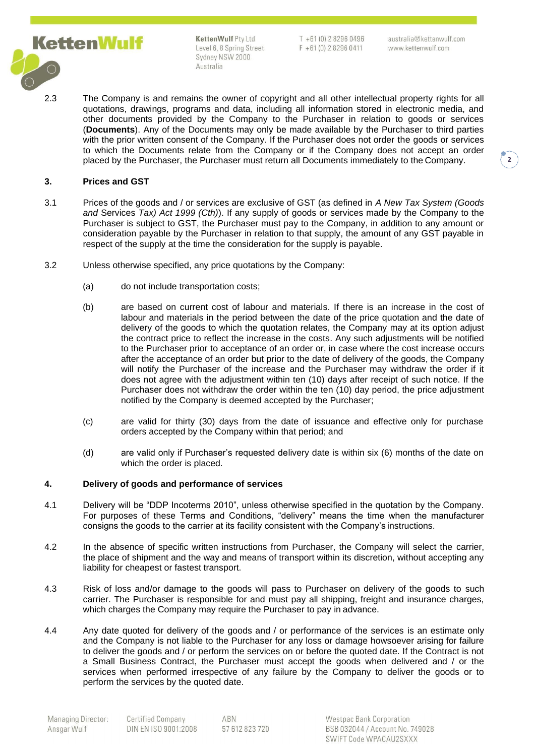2.3 The Company is and remains the owner of copyright and all other intellectual property rights for all quotations, drawings, programs and data, including all information stored in electronic media, and other documents provided by the Company to the Purchaser in relation to goods or services (**Documents**). Any of the Documents may only be made available by the Purchaser to third parties with the prior written consent of the Company. If the Purchaser does not order the goods or services to which the Documents relate from the Company or if the Company does not accept an order placed by the Purchaser, the Purchaser must return all Documents immediately to the Company.

### 3. Prices and GST

3.1 Prices of the goods and / or services are exclusive of GST (as defined in *A New Tax System (Goods and* Services *Tax) Act 1999 (Cth)*). If any supply of goods or services made by the Company to the Purchaser is subject to GST, the Purchaser must pay to the Company, in addition to any amount or consideration payable by the Purchaser in relation to that supply, the amount of any GST payable in respect of the supply at the time the consideration for the supply is payable.

3.2 Unless otherwise specified, any price quotations by the Company:

(a) do not include transportation costs;

(b) are based on current cost of labour and materials. If there is an increase in the cost of labour and materials in the period between the date of the price quotation and the date of delivery of the goods to which the quotation relates, the Company may at its option adjust the contract price to reflect the increase in the costs. Any such adjustments will be notified to the Purchaser prior to acceptance of an order or, in case where the cost increase occurs after the acceptance of an order but prior to the date of delivery of the goods, the Company will notify the Purchaser of the increase and the Purchaser may withdraw the order if it does not agree with the adjustment within ten (10) days after receipt of such notice. If the Purchaser does not withdraw the order within the ten (10) day period, the price adjustment notified by the Company is deemed accepted by the Purchaser;

(c) are valid for thirty (30) days from the date of issuance and effective only for purchase orders accepted by the Company within that period; and

(d) are valid only if Purchaser's requested delivery date is within six (6) months of the date on which the order is placed.

### 4. Delivery of goods and performance of services

4.1 Delivery will be "DDP Incoterms 2010", unless otherwise specified in the quotation by the Company. For purposes of these Terms and Conditions, "delivery" means the time when the manufacturer consigns the goods to the carrier at its facility consistent with the Company's instructions.

4.2 In the absence of specific written instructions from Purchaser, the Company will select the carrier, the place of shipment and the way and means of transport within its discretion, without accepting any liability for cheapest or fastest transport.

4.3 Risk of loss and/or damage to the goods will pass to Purchaser on delivery of the goods to such carrier. The Purchaser is responsible for and must pay all shipping, freight and insurance charges, which charges the Company may require the Purchaser to pay in advance.

4.4 Any date quoted for delivery of the goods and / or performance of the services is an estimate only and the Company is not liable to the Purchaser for any loss or damage howsoever arising for failure to deliver the goods and / or perform the services on or before the quoted date. If the Contract is not a Small Business Contract, the Purchaser must accept the goods when delivered and / or the services when performed irrespective of any failure by the Company to deliver the goods or to perform the services by the quoted date.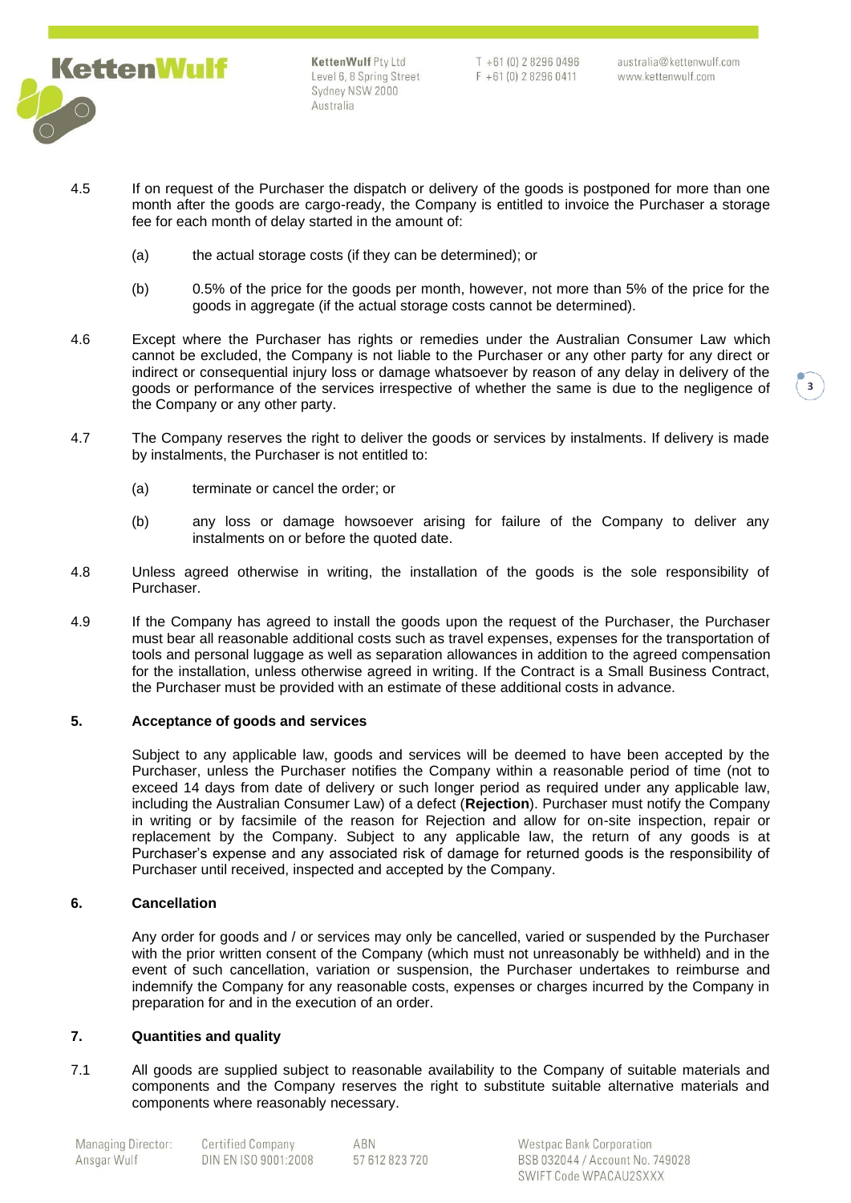4.5 If on request of the Purchaser the dispatch or delivery of the goods is postponed for more than one month after the goods are cargo-ready, the Company is entitled to invoice the Purchaser a storage fee for each month of delay started in the amount of:

(a) the actual storage costs (if they can be determined); or

(b) 0.5% of the price for the goods per month, however, not more than 5% of the price for the goods in aggregate (if the actual storage costs cannot be determined).

4.6 Except where the Purchaser has rights or remedies under the Australian Consumer Law which cannot be excluded, the Company is not liable to the Purchaser or any other party for any direct or indirect or consequential injury loss or damage whatsoever by reason of any delay in delivery of the goods or performance of the services irrespective of whether the same is due to the negligence of the Company or any other party.

4.7 The Company reserves the right to deliver the goods or services by instalments. If delivery is made by instalments, the Purchaser is not entitled to:

(a) terminate or cancel the order; or

(b) any loss or damage howsoever arising for failure of the Company to deliver any instalments on or before the quoted date.

4.8 Unless agreed otherwise in writing, the installation of the goods is the sole responsibility of Purchaser.

4.9 If the Company has agreed to install the goods upon the request of the Purchaser, the Purchaser must bear all reasonable additional costs such as travel expenses, expenses for the transportation of tools and personal luggage as well as separation allowances in addition to the agreed compensation for the installation, unless otherwise agreed in writing. If the Contract is a Small Business Contract, the Purchaser must be provided with an estimate of these additional costs in advance.

## 5. Acceptance of goods and services

Subject to any applicable law, goods and services will be deemed to have been accepted by the Purchaser, unless the Purchaser notifies the Company within a reasonable period of time (not to exceed 14 days from date of delivery or such longer period as required under any applicable law, including the Australian Consumer Law) of a defect (**Rejection**). Purchaser must notify the Company in writing or by facsimile of the reason for Rejection and allow for on-site inspection, repair or replacement by the Company. Subject to any applicable law, the return of any goods is at Purchaser's expense and any associated risk of damage for returned goods is the responsibility of Purchaser until received, inspected and accepted by the Company.

## 6. Cancellation

Any order for goods and / or services may only be cancelled, varied or suspended by the Purchaser with the prior written consent of the Company (which must not unreasonably be withheld) and in the event of such cancellation, variation or suspension, the Purchaser undertakes to reimburse and indemnify the Company for any reasonable costs, expenses or charges incurred by the Company in preparation for and in the execution of an order.

## 7. Quantities and quality

7.1 All goods are supplied subject to reasonable availability to the Company of suitable materials and components and the Company reserves the right to substitute suitable alternative materials and components where reasonably necessary.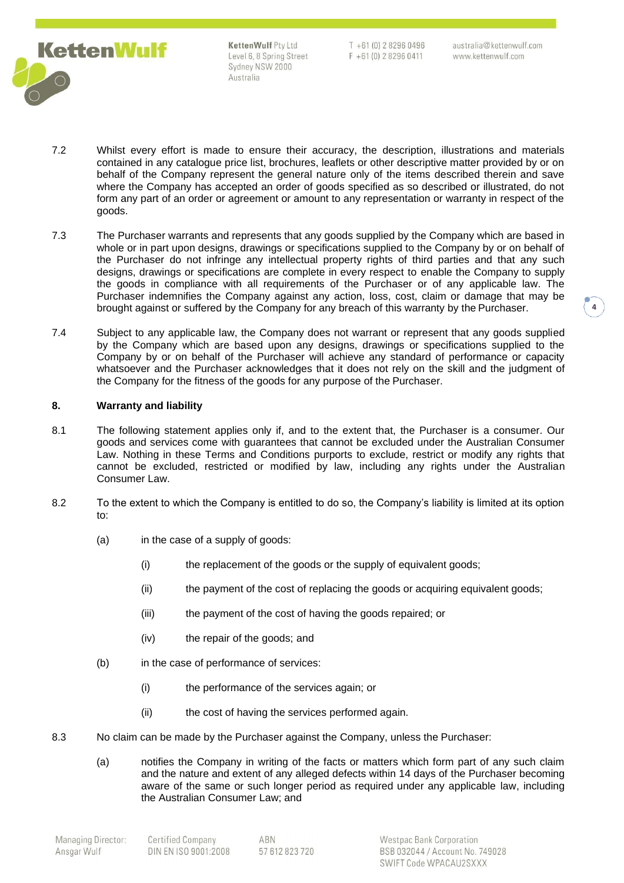7.2 Whilst every effort is made to ensure their accuracy, the description, illustrations and materials contained in any catalogue price list, brochures, leaflets or other descriptive matter provided by or on behalf of the Company represent the general nature only of the items described therein and save where the Company has accepted an order of goods specified as so described or illustrated, do not form any part of an order or agreement or amount to any representation or warranty in respect of the goods.

7.3 The Purchaser warrants and represents that any goods supplied by the Company which are based in whole or in part upon designs, drawings or specifications supplied to the Company by or on behalf of the Purchaser do not infringe any intellectual property rights of third parties and that any such designs, drawings or specifications are complete in every respect to enable the Company to supply the goods in compliance with all requirements of the Purchaser or of any applicable law. The Purchaser indemnifies the Company against any action, loss, cost, claim or damage that may be brought against or suffered by the Company for any breach of this warranty by the Purchaser.

7.4 Subject to any applicable law, the Company does not warrant or represent that any goods supplied by the Company which are based upon any designs, drawings or specifications supplied to the Company by or on behalf of the Purchaser will achieve any standard of performance or capacity whatsoever and the Purchaser acknowledges that it does not rely on the skill and the judgment of the Company for the fitness of the goods for any purpose of the Purchaser.

**8. Warranty and liability**

8.1 The following statement applies only if, and to the extent that, the Purchaser is a consumer. Our goods and services come with guarantees that cannot be excluded under the Australian Consumer Law. Nothing in these Terms and Conditions purports to exclude, restrict or modify any rights that cannot be excluded, restricted or modified by law, including any rights under the Australian Consumer Law.

8.2 To the extent to which the Company is entitled to do so, the Company's liability is limited at its option to:

(a) in the case of a supply of goods:

(i) the replacement of the goods or the supply of equivalent goods;

(ii) the payment of the cost of replacing the goods or acquiring equivalent goods;

(iii) the payment of the cost of having the goods repaired; or

(iv) the repair of the goods; and

(b) in the case of performance of services:

(i) the performance of the services again; or

(ii) the cost of having the services performed again.

8.3 No claim can be made by the Purchaser against the Company, unless the Purchaser:

(a) notifies the Company in writing of the facts or matters which form part of any such claim and the nature and extent of any alleged defects within 14 days of the Purchaser becoming aware of the same or such longer period as required under any applicable law, including the Australian Consumer Law; and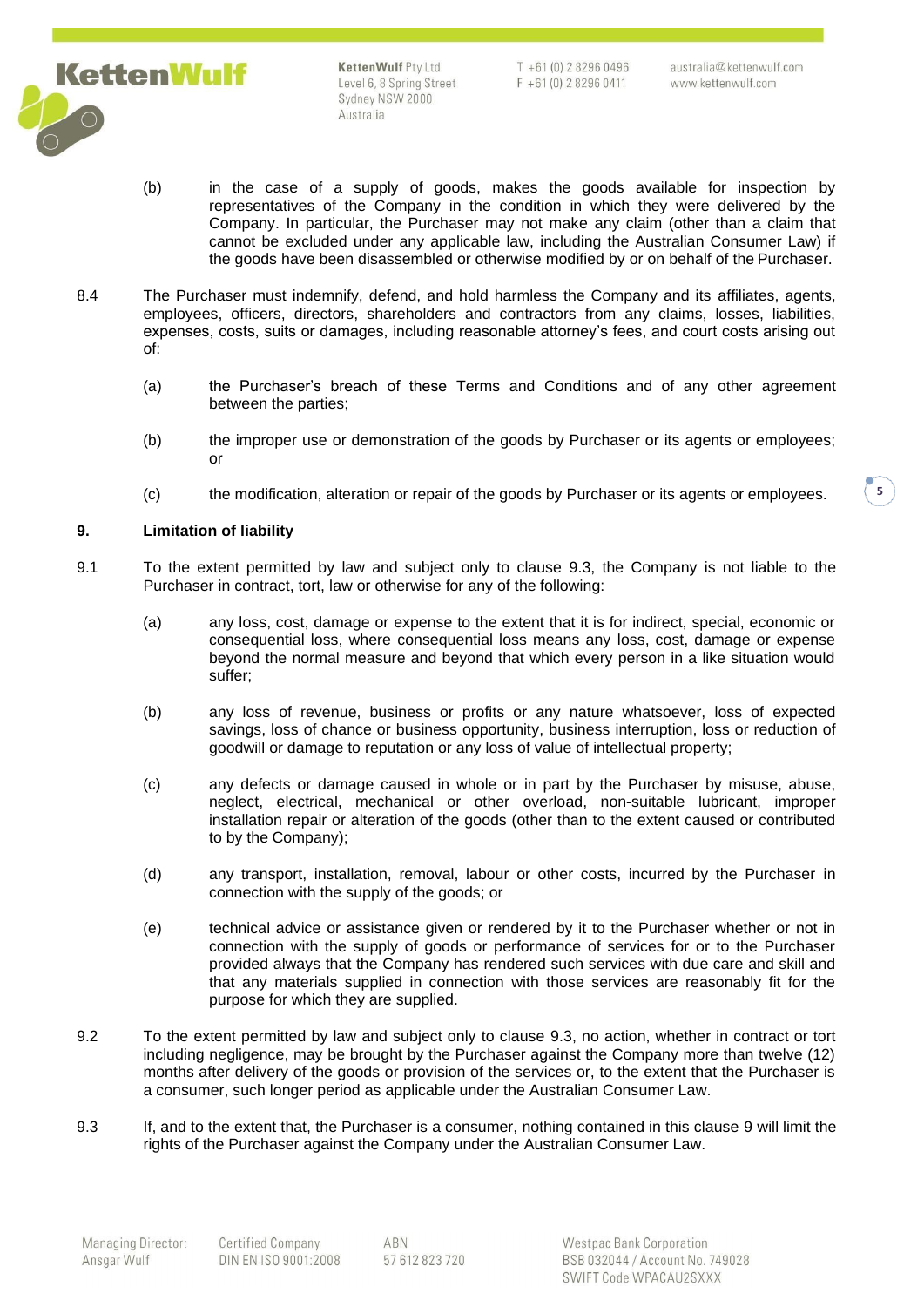(b) in the case of a supply of goods, makes the goods available for inspection by representatives of the Company in the condition in which they were delivered by the Company. In particular, the Purchaser may not make any claim (other than a claim that cannot be excluded under any applicable law, including the Australian Consumer Law) if the goods have been disassembled or otherwise modified by or on behalf of the Purchaser.

8.4 The Purchaser must indemnify, defend, and hold harmless the Company and its affiliates, agents, employees, officers, directors, shareholders and contractors from any claims, losses, liabilities, expenses, costs, suits or damages, including reasonable attorney's fees, and court costs arising out of:

(a) the Purchaser's breach of these Terms and Conditions and of any other agreement between the parties;

(b) the improper use or demonstration of the goods by Purchaser or its agents or employees; or

(c) the modification, alteration or repair of the goods by Purchaser or its agents or employees.

## 9. Limitation of liability

9.1 To the extent permitted by law and subject only to clause 9.3, the Company is not liable to the Purchaser in contract, tort, law or otherwise for any of the following:

(a) any loss, cost, damage or expense to the extent that it is for indirect, special, economic or consequential loss, where consequential loss means any loss, cost, damage or expense beyond the normal measure and beyond that which every person in a like situation would suffer;

(b) any loss of revenue, business or profits or any nature whatsoever, loss of expected savings, loss of chance or business opportunity, business interruption, loss or reduction of goodwill or damage to reputation or any loss of value of intellectual property;

(c) any defects or damage caused in whole or in part by the Purchaser by misuse, abuse, neglect, electrical, mechanical or other overload, non-suitable lubricant, improper installation repair or alteration of the goods (other than to the extent caused or contributed to by the Company);

(d) any transport, installation, removal, labour or other costs, incurred by the Purchaser in connection with the supply of the goods; or

(e) technical advice or assistance given or rendered by it to the Purchaser whether or not in connection with the supply of goods or performance of services for or to the Purchaser provided always that the Company has rendered such services with due care and skill and that any materials supplied in connection with those services are reasonably fit for the purpose for which they are supplied.

9.2 To the extent permitted by law and subject only to clause 9.3, no action, whether in contract or tort including negligence, may be brought by the Purchaser against the Company more than twelve (12) months after delivery of the goods or provision of the services or, to the extent that the Purchaser is a consumer, such longer period as applicable under the Australian Consumer Law.

9.3 If, and to the extent that, the Purchaser is a consumer, nothing contained in this clause 9 will limit the rights of the Purchaser against the Company under the Australian Consumer Law.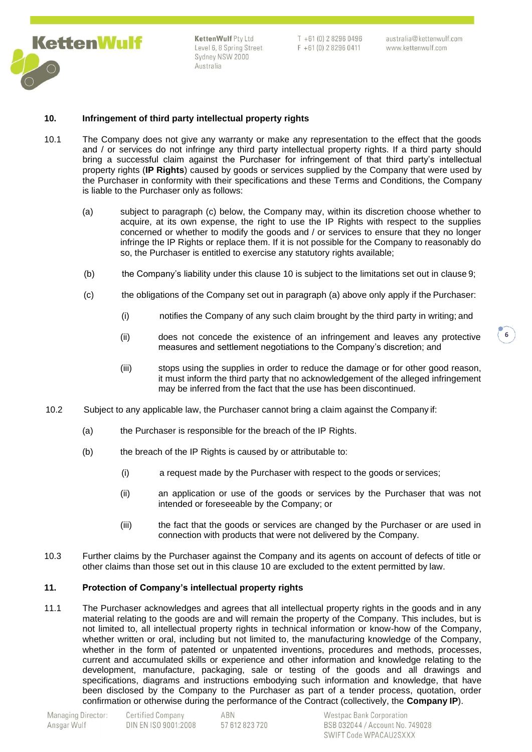## 10. Infringement of third party intellectual property rights

10.1 The Company does not give any warranty or make any representation to the effect that the goods and / or services do not infringe any third party intellectual property rights. If a third party should bring a successful claim against the Purchaser for infringement of that third party's intellectual property rights (**IP Rights**) caused by goods or services supplied by the Company that were used by the Purchaser in conformity with their specifications and these Terms and Conditions, the Company is liable to the Purchaser only as follows:

(a) subject to paragraph (c) below, the Company may, within its discretion choose whether to acquire, at its own expense, the right to use the IP Rights with respect to the supplies concerned or whether to modify the goods and / or services to ensure that they no longer infringe the IP Rights or replace them. If it is not possible for the Company to reasonably do so, the Purchaser is entitled to exercise any statutory rights available;

(b) the Company's liability under this clause 10 is subject to the limitations set out in clause 9;

(c) the obligations of the Company set out in paragraph (a) above only apply if the Purchaser:

(i) notifies the Company of any such claim brought by the third party in writing; and

(ii) does not concede the existence of an infringement and leaves any protective measures and settlement negotiations to the Company's discretion; and

(iii) stops using the supplies in order to reduce the damage or for other good reason, it must inform the third party that no acknowledgement of the alleged infringement may be inferred from the fact that the use has been discontinued.

10.2 Subject to any applicable law, the Purchaser cannot bring a claim against the Company if:

(a) the Purchaser is responsible for the breach of the IP Rights.

(b) the breach of the IP Rights is caused by or attributable to:

(i) a request made by the Purchaser with respect to the goods or services;

(ii) an application or use of the goods or services by the Purchaser that was not intended or foreseeable by the Company; or

(iii) the fact that the goods or services are changed by the Purchaser or are used in connection with products that were not delivered by the Company.

10.3 Further claims by the Purchaser against the Company and its agents on account of defects of title or other claims than those set out in this clause 10 are excluded to the extent permitted by law.

## 11. Protection of Company's intellectual property rights

11.1 The Purchaser acknowledges and agrees that all intellectual property rights in the goods and in any material relating to the goods are and will remain the property of the Company. This includes, but is not limited to, all intellectual property rights in technical information or know-how of the Company, whether written or oral, including but not limited to, the manufacturing knowledge of the Company, whether in the form of patented or unpatented inventions, procedures and methods, processes, current and accumulated skills or experience and other information and knowledge relating to the development, manufacture, packaging, sale or testing of the goods and all drawings and specifications, diagrams and instructions embodying such information and knowledge, that have been disclosed by the Company to the Purchaser as part of a tender process, quotation, order confirmation or otherwise during the performance of the Contract (collectively, the **Company IP**).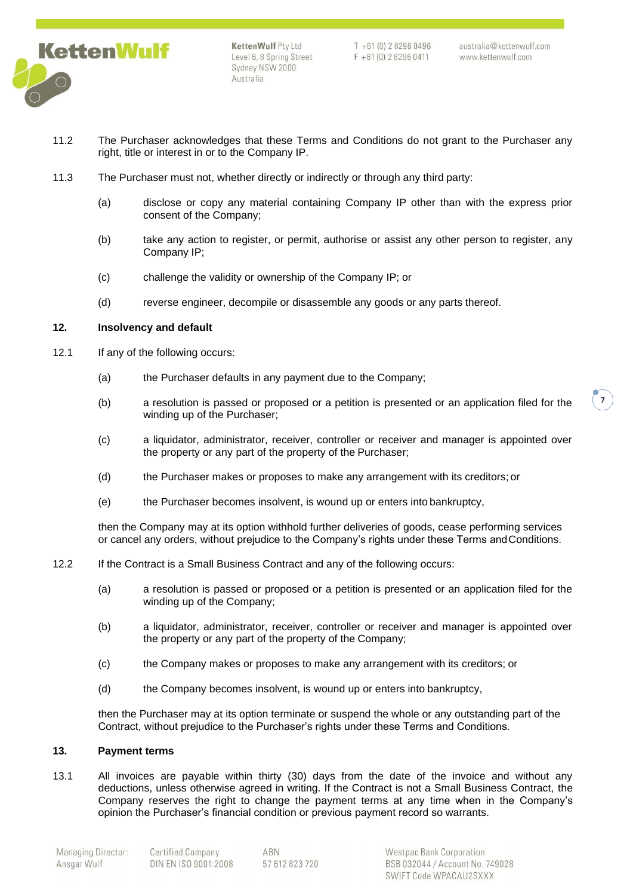11.2 The Purchaser acknowledges that these Terms and Conditions do not grant to the Purchaser any right, title or interest in or to the Company IP.

11.3 The Purchaser must not, whether directly or indirectly or through any third party:

(a) disclose or copy any material containing Company IP other than with the express prior consent of the Company;

(b) take any action to register, or permit, authorise or assist any other person to register, any Company IP;

(c) challenge the validity or ownership of the Company IP; or

(d) reverse engineer, decompile or disassemble any goods or any parts thereof.

## 12. Insolvency and default

12.1 If any of the following occurs:

(a) the Purchaser defaults in any payment due to the Company;

(b) a resolution is passed or proposed or a petition is presented or an application filed for the winding up of the Purchaser;

(c) a liquidator, administrator, receiver, controller or receiver and manager is appointed over the property or any part of the property of the Purchaser;

(d) the Purchaser makes or proposes to make any arrangement with its creditors; or

(e) the Purchaser becomes insolvent, is wound up or enters into bankruptcy,

then the Company may at its option withhold further deliveries of goods, cease performing services or cancel any orders, without prejudice to the Company's rights under these Terms and Conditions.

12.2 If the Contract is a Small Business Contract and any of the following occurs:

(a) a resolution is passed or proposed or a petition is presented or an application filed for the winding up of the Company;

(b) a liquidator, administrator, receiver, controller or receiver and manager is appointed over the property or any part of the property of the Company;

(c) the Company makes or proposes to make any arrangement with its creditors; or

(d) the Company becomes insolvent, is wound up or enters into bankruptcy,

then the Purchaser may at its option terminate or suspend the whole or any outstanding part of the Contract, without prejudice to the Purchaser's rights under these Terms and Conditions.

## 13. Payment terms

13.1 All invoices are payable within thirty (30) days from the date of the invoice and without any deductions, unless otherwise agreed in writing. If the Contract is not a Small Business Contract, the Company reserves the right to change the payment terms at any time when in the Company's opinion the Purchaser's financial condition or previous payment record so warrants.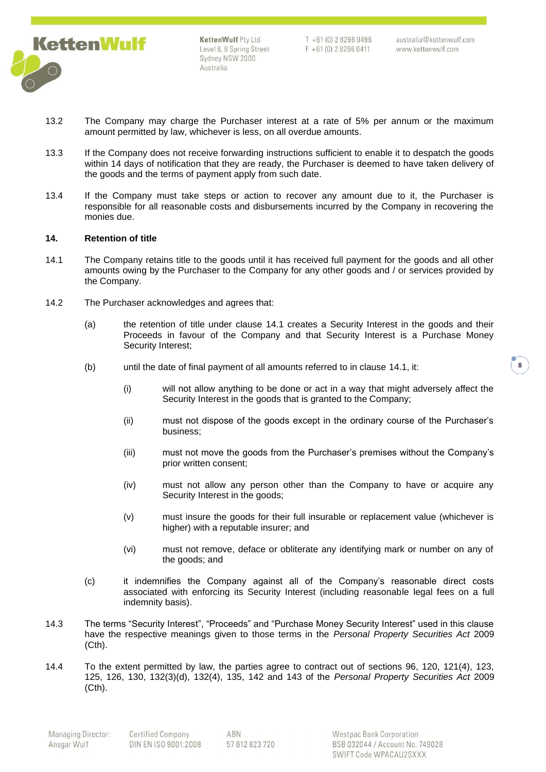13.2 The Company may charge the Purchaser interest at a rate of 5% per annum or the maximum amount permitted by law, whichever is less, on all overdue amounts.

13.3 If the Company does not receive forwarding instructions sufficient to enable it to despatch the goods within 14 days of notification that they are ready, the Purchaser is deemed to have taken delivery of the goods and the terms of payment apply from such date.

13.4 If the Company must take steps or action to recover any amount due to it, the Purchaser is responsible for all reasonable costs and disbursements incurred by the Company in recovering the monies due.

**14. Retention of title**

14.1 The Company retains title to the goods until it has received full payment for the goods and all other amounts owing by the Purchaser to the Company for any other goods and / or services provided by the Company.

14.2 The Purchaser acknowledges and agrees that:

(a) the retention of title under clause 14.1 creates a Security Interest in the goods and their Proceeds in favour of the Company and that Security Interest is a Purchase Money Security Interest;

(b) until the date of final payment of all amounts referred to in clause 14.1, it:

(i) will not allow anything to be done or act in a way that might adversely affect the Security Interest in the goods that is granted to the Company;

(ii) must not dispose of the goods except in the ordinary course of the Purchaser's business;

(iii) must not move the goods from the Purchaser's premises without the Company's prior written consent;

(iv) must not allow any person other than the Company to have or acquire any Security Interest in the goods;

(v) must insure the goods for their full insurable or replacement value (whichever is higher) with a reputable insurer; and

(vi) must not remove, deface or obliterate any identifying mark or number on any of the goods; and

(c) it indemnifies the Company against all of the Company's reasonable direct costs associated with enforcing its Security Interest (including reasonable legal fees on a full indemnity basis).

14.3 The terms "Security Interest", "Proceeds" and "Purchase Money Security Interest" used in this clause have the respective meanings given to those terms in the *Personal Property Securities Act* 2009 (Cth).

14.4 To the extent permitted by law, the parties agree to contract out of sections 96, 120, 121(4), 123, 125, 126, 130, 132(3)(d), 132(4), 135, 142 and 143 of the *Personal Property Securities Act* 2009 (Cth).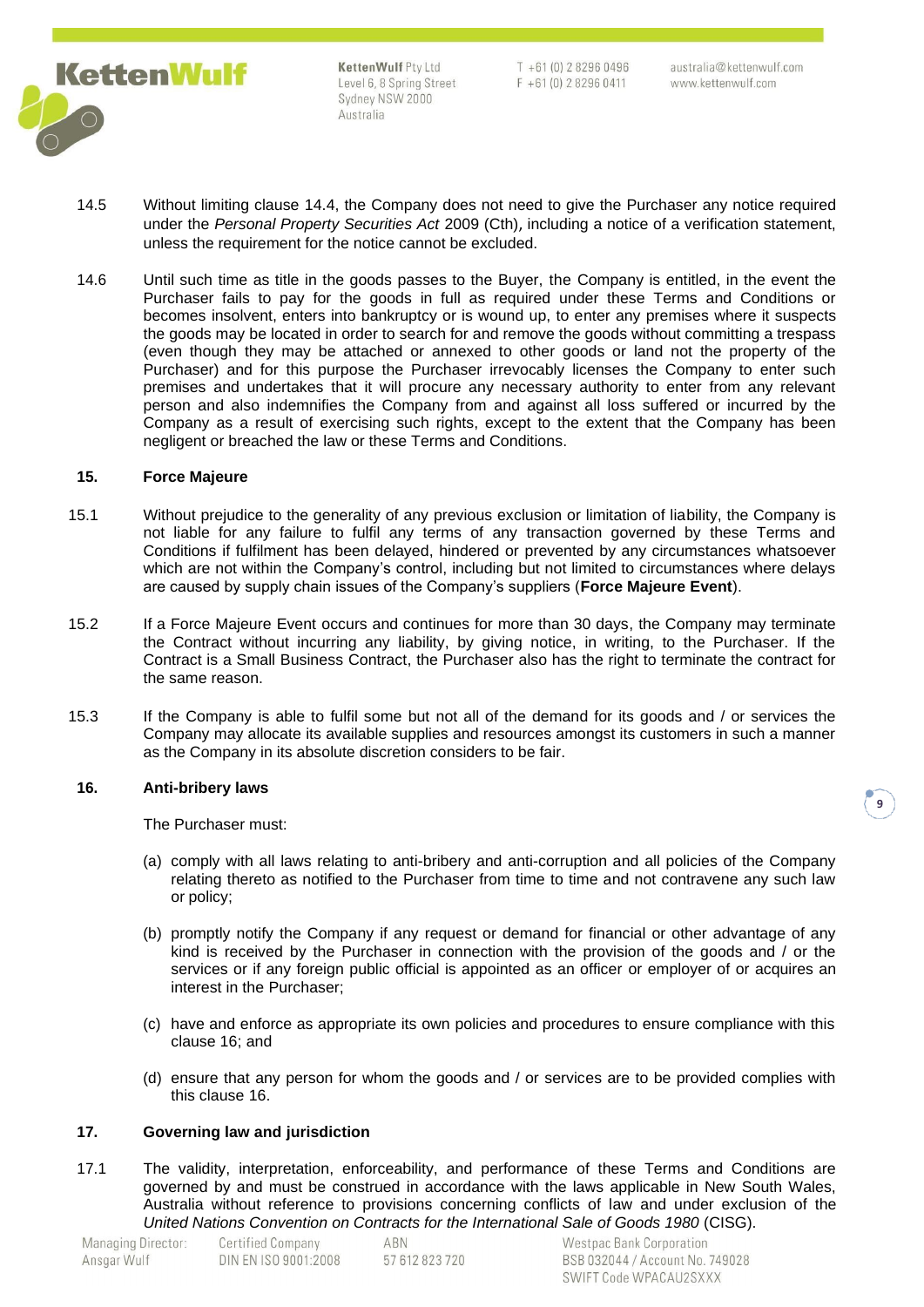14.5 Without limiting clause 14.4, the Company does not need to give the Purchaser any notice required under the *Personal Property Securities Act* 2009 (Cth), including a notice of a verification statement, unless the requirement for the notice cannot be excluded.

14.6 Until such time as title in the goods passes to the Buyer, the Company is entitled, in the event the Purchaser fails to pay for the goods in full as required under these Terms and Conditions or becomes insolvent, enters into bankruptcy or is wound up, to enter any premises where it suspects the goods may be located in order to search for and remove the goods without committing a trespass (even though they may be attached or annexed to other goods or land not the property of the Purchaser) and for this purpose the Purchaser irrevocably licenses the Company to enter such premises and undertakes that it will procure any necessary authority to enter from any relevant person and also indemnifies the Company from and against all loss suffered or incurred by the Company as a result of exercising such rights, except to the extent that the Company has been negligent or breached the law or these Terms and Conditions.

## 15. Force Majeure

15.1 Without prejudice to the generality of any previous exclusion or limitation of liability, the Company is not liable for any failure to fulfil any terms of any transaction governed by these Terms and Conditions if fulfilment has been delayed, hindered or prevented by any circumstances whatsoever which are not within the Company's control, including but not limited to circumstances where delays are caused by supply chain issues of the Company's suppliers (**Force Majeure Event**).

15.2 If a Force Majeure Event occurs and continues for more than 30 days, the Company may terminate the Contract without incurring any liability, by giving notice, in writing, to the Purchaser. If the Contract is a Small Business Contract, the Purchaser also has the right to terminate the contract for the same reason.

15.3 If the Company is able to fulfil some but not all of the demand for its goods and / or services the Company may allocate its available supplies and resources amongst its customers in such a manner as the Company in its absolute discretion considers to be fair.

## 16. Anti-bribery laws

The Purchaser must:

(a) comply with all laws relating to anti-bribery and anti-corruption and all policies of the Company relating thereto as notified to the Purchaser from time to time and not contravene any such law or policy;

(b) promptly notify the Company if any request or demand for financial or other advantage of any kind is received by the Purchaser in connection with the provision of the goods and / or the services or if any foreign public official is appointed as an officer or employee of or acquires an interest in the Purchaser;

(c) have and enforce as appropriate its own policies and procedures to ensure compliance with this clause 16; and

(d) ensure that any person for whom the goods and / or services are to be provided complies with this clause 16.

## 17. Governing law and jurisdiction

17.1 The validity, interpretation, enforceability, and performance of these Terms and Conditions are governed by and must be construed in accordance with the laws applicable in New South Wales, Australia without reference to provisions concerning conflicts of law and under exclusion of the *United Nations Convention on Contracts for the International Sale of Goods 1980* (CISG).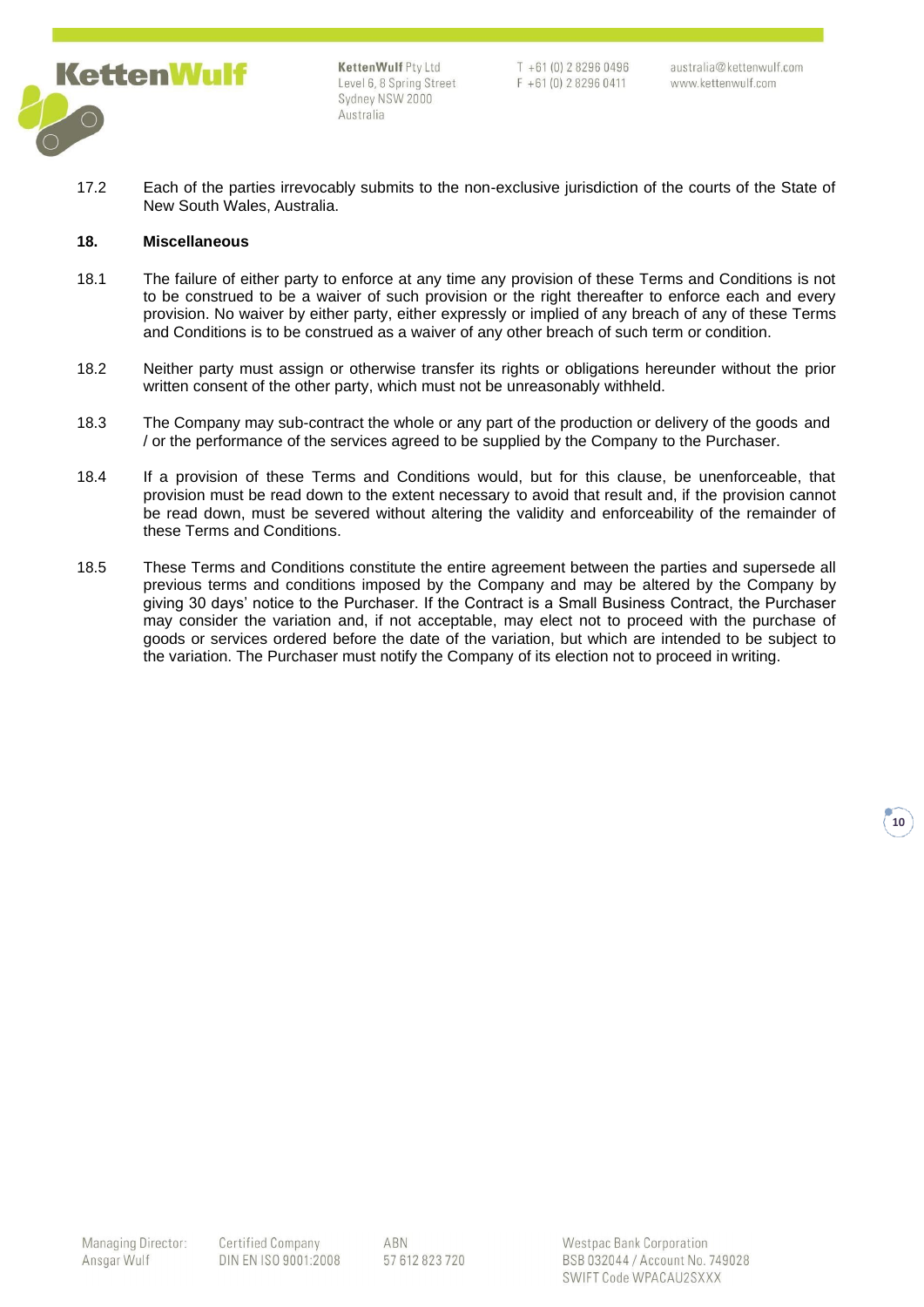17.2 Each of the parties irrevocably submits to the non-exclusive jurisdiction of the courts of the State of New South Wales, Australia.

## 18. Miscellaneous

18.1 The failure of either party to enforce at any time any provision of these Terms and Conditions is not to be construed to be a waiver of such provision or the right thereafter to enforce each and every provision. No waiver by either party, either expressly or implied of any breach of any of these Terms and Conditions is to be construed as a waiver of any other breach of such term or condition.

18.2 Neither party must assign or otherwise transfer its rights or obligations hereunder without the prior written consent of the other party, which must not be unreasonably withheld.

18.3 The Company may sub-contract the whole or any part of the production or delivery of the goods and / or the performance of the services agreed to be supplied by the Company to the Purchaser.

18.4 If a provision of these Terms and Conditions would, but for this clause, be unenforceable, that provision must be read down to the extent necessary to avoid that result and, if the provision cannot be read down, must be severed without altering the validity and enforceability of the remainder of these Terms and Conditions.

18.5 These Terms and Conditions constitute the entire agreement between the parties and supersede all previous terms and conditions imposed by the Company and may be altered by the Company by giving 30 days' notice to the Purchaser. If the Contract is a Small Business Contract, the Purchaser may consider the variation and, if not acceptable, may elect not to proceed with the purchase of goods or services ordered before the date of the variation, but which are intended to be subject to the variation. The Purchaser must notify the Company of its election not to proceed in writing.